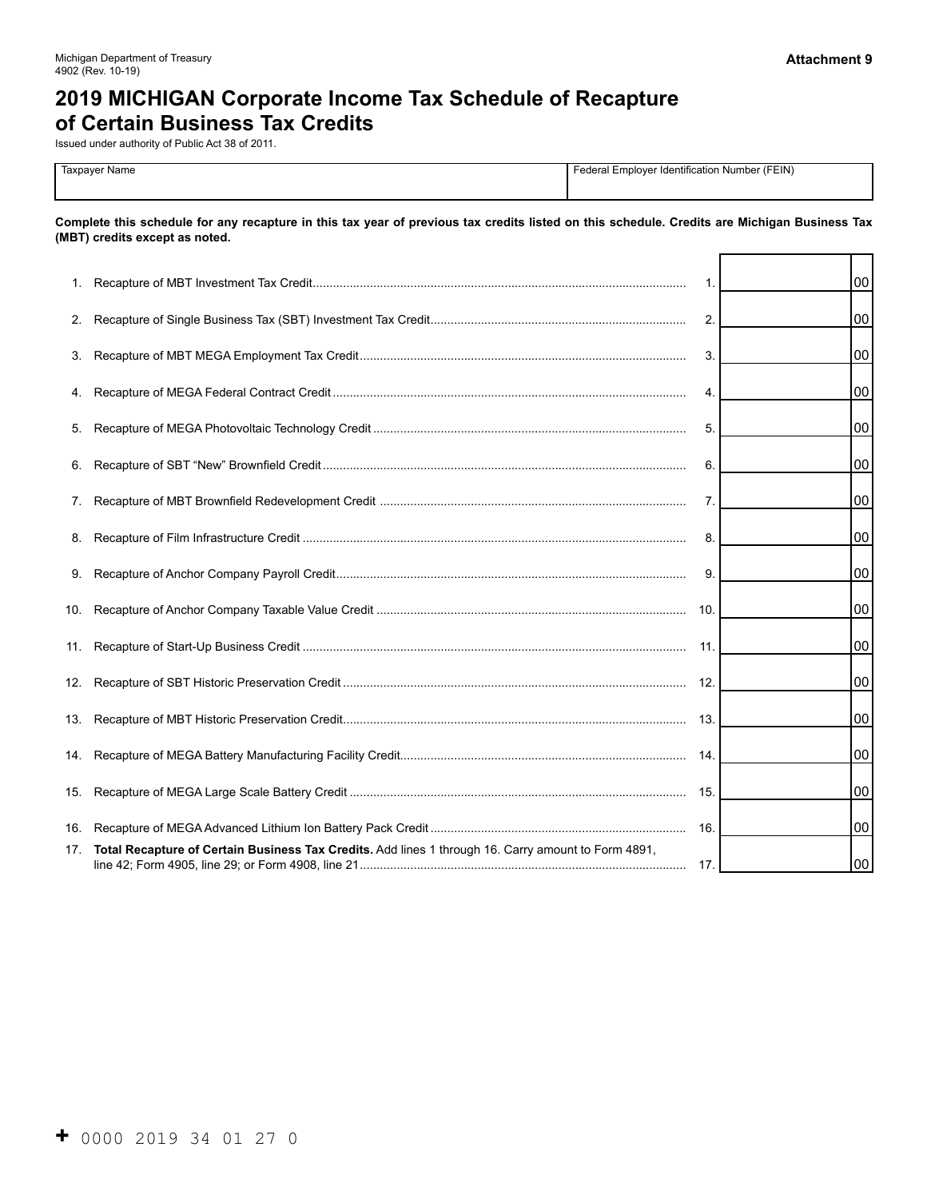Michigan Department of Treasury
4902 (Rev. 10-19)

**Attachment 9**

# 2019 MICHIGAN Corporate Income Tax Schedule of Recapture of Certain Business Tax Credits

Issued under authority of Public Act 38 of 2011.

| Taxpayer Name | Federal Employer Identification Number (FEIN) |
|---|---|
| | |

**Complete this schedule for any recapture in this tax year of previous tax credits listed on this schedule. Credits are Michigan Business Tax (MBT) credits except as noted.**

| | | | |
|---|---|---|---|
| 1. | Recapture of MBT Investment Tax Credit | 1. | 00 |
| 2. | Recapture of Single Business Tax (SBT) Investment Tax Credit | 2. | 00 |
| 3. | Recapture of MBT MEGA Employment Tax Credit | 3. | 00 |
| 4. | Recapture of MEGA Federal Contract Credit | 4. | 00 |
| 5. | Recapture of MEGA Photovoltaic Technology Credit | 5. | 00 |
| 6. | Recapture of SBT "New" Brownfield Credit | 6. | 00 |
| 7. | Recapture of MBT Brownfield Redevelopment Credit | 7. | 00 |
| 8. | Recapture of Film Infrastructure Credit | 8. | 00 |
| 9. | Recapture of Anchor Company Payroll Credit | 9. | 00 |
| 10. | Recapture of Anchor Company Taxable Value Credit | 10. | 00 |
| 11. | Recapture of Start-Up Business Credit | 11. | 00 |
| 12. | Recapture of SBT Historic Preservation Credit | 12. | 00 |
| 13. | Recapture of MBT Historic Preservation Credit | 13. | 00 |
| 14. | Recapture of MEGA Battery Manufacturing Facility Credit | 14. | 00 |
| 15. | Recapture of MEGA Large Scale Battery Credit | 15. | 00 |
| 16. | Recapture of MEGA Advanced Lithium Ion Battery Pack Credit | 16. | 00 |
| 17. | **Total Recapture of Certain Business Tax Credits.** Add lines 1 through 16. Carry amount to Form 4891, line 42; Form 4905, line 29; or Form 4908, line 21 | 17. | 00 |

+ 0000 2019 34 01 27 0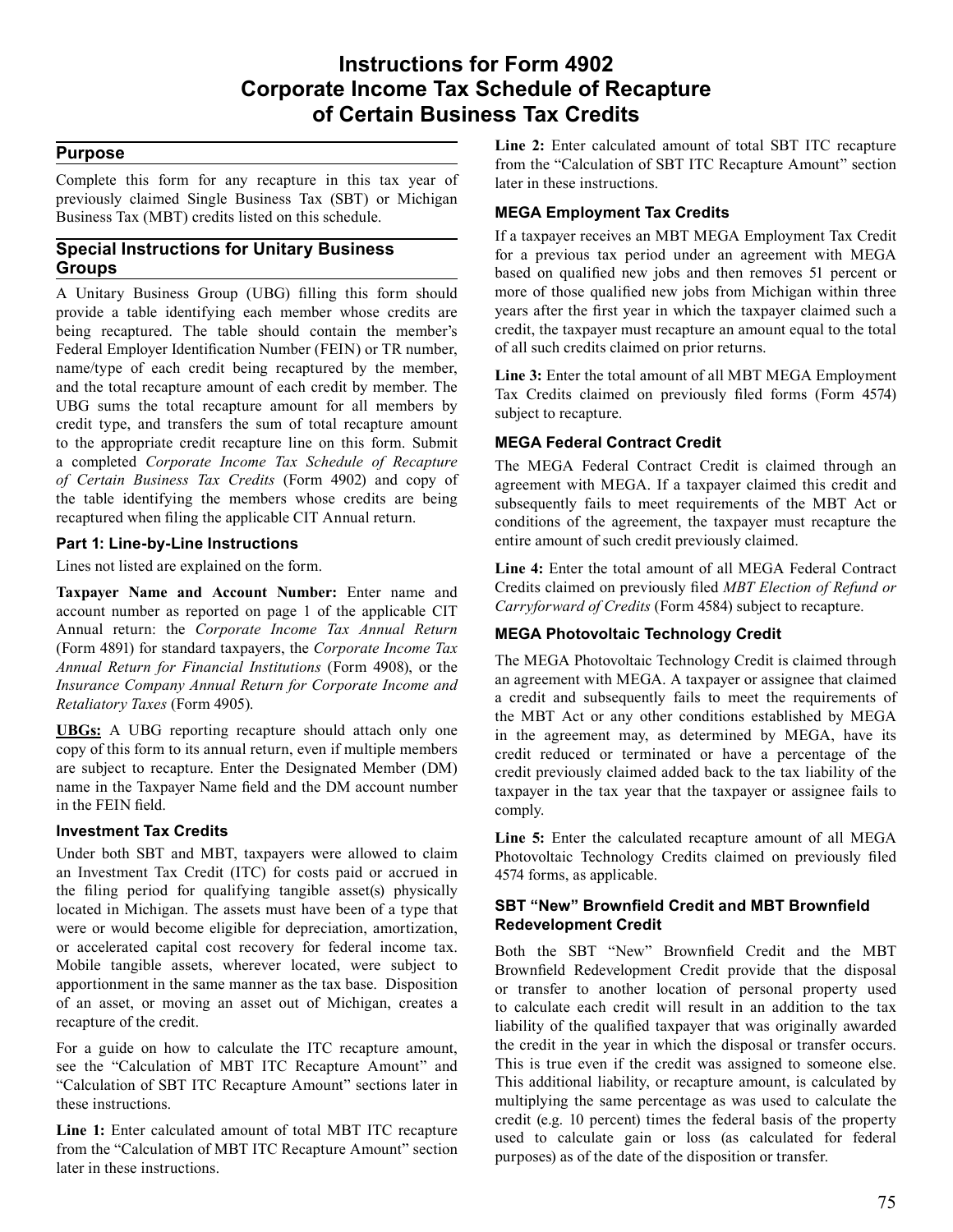# Instructions for Form 4902 Corporate Income Tax Schedule of Recapture of Certain Business Tax Credits

## Purpose

Complete this form for any recapture in this tax year of previously claimed Single Business Tax (SBT) or Michigan Business Tax (MBT) credits listed on this schedule.

## Special Instructions for Unitary Business Groups

A Unitary Business Group (UBG) filling this form should provide a table identifying each member whose credits are being recaptured. The table should contain the member's Federal Employer Identification Number (FEIN) or TR number, name/type of each credit being recaptured by the member, and the total recapture amount of each credit by member. The UBG sums the total recapture amount for all members by credit type, and transfers the sum of total recapture amount to the appropriate credit recapture line on this form. Submit a completed *Corporate Income Tax Schedule of Recapture of Certain Business Tax Credits* (Form 4902) and copy of the table identifying the members whose credits are being recaptured when filing the applicable CIT Annual return.

### Part 1: Line-by-Line Instructions

Lines not listed are explained on the form.

**Taxpayer Name and Account Number:** Enter name and account number as reported on page 1 of the applicable CIT Annual return: the *Corporate Income Tax Annual Return* (Form 4891) for standard taxpayers, the *Corporate Income Tax Annual Return for Financial Institutions* (Form 4908), or the *Insurance Company Annual Return for Corporate Income and Retaliatory Taxes* (Form 4905).

**UBGs:** A UBG reporting recapture should attach only one copy of this form to its annual return, even if multiple members are subject to recapture. Enter the Designated Member (DM) name in the Taxpayer Name field and the DM account number in the FEIN field.

### Investment Tax Credits

Under both SBT and MBT, taxpayers were allowed to claim an Investment Tax Credit (ITC) for costs paid or accrued in the filing period for qualifying tangible asset(s) physically located in Michigan. The assets must have been of a type that were or would become eligible for depreciation, amortization, or accelerated capital cost recovery for federal income tax. Mobile tangible assets, wherever located, were subject to apportionment in the same manner as the tax base. Disposition of an asset, or moving an asset out of Michigan, creates a recapture of the credit.

For a guide on how to calculate the ITC recapture amount, see the "Calculation of MBT ITC Recapture Amount" and "Calculation of SBT ITC Recapture Amount" sections later in these instructions.

**Line 1:** Enter calculated amount of total MBT ITC recapture from the "Calculation of MBT ITC Recapture Amount" section later in these instructions.

**Line 2:** Enter calculated amount of total SBT ITC recapture from the "Calculation of SBT ITC Recapture Amount" section later in these instructions.

### MEGA Employment Tax Credits

If a taxpayer receives an MBT MEGA Employment Tax Credit for a previous tax period under an agreement with MEGA based on qualified new jobs and then removes 51 percent or more of those qualified new jobs from Michigan within three years after the first year in which the taxpayer claimed such a credit, the taxpayer must recapture an amount equal to the total of all such credits claimed on prior returns.

**Line 3:** Enter the total amount of all MBT MEGA Employment Tax Credits claimed on previously filed forms (Form 4574) subject to recapture.

### MEGA Federal Contract Credit

The MEGA Federal Contract Credit is claimed through an agreement with MEGA. If a taxpayer claimed this credit and subsequently fails to meet requirements of the MBT Act or conditions of the agreement, the taxpayer must recapture the entire amount of such credit previously claimed.

**Line 4:** Enter the total amount of all MEGA Federal Contract Credits claimed on previously filed *MBT Election of Refund or Carryforward of Credits* (Form 4584) subject to recapture.

### MEGA Photovoltaic Technology Credit

The MEGA Photovoltaic Technology Credit is claimed through an agreement with MEGA. A taxpayer or assignee that claimed a credit and subsequently fails to meet the requirements of the MBT Act or any other conditions established by MEGA in the agreement may, as determined by MEGA, have its credit reduced or terminated or have a percentage of the credit previously claimed added back to the tax liability of the taxpayer in the tax year that the taxpayer or assignee fails to comply.

**Line 5:** Enter the calculated recapture amount of all MEGA Photovoltaic Technology Credits claimed on previously filed 4574 forms, as applicable.

### SBT "New" Brownfield Credit and MBT Brownfield Redevelopment Credit

Both the SBT "New" Brownfield Credit and the MBT Brownfield Redevelopment Credit provide that the disposal or transfer to another location of personal property used to calculate each credit will result in an addition to the tax liability of the qualified taxpayer that was originally awarded the credit in the year in which the disposal or transfer occurs. This is true even if the credit was assigned to someone else. This additional liability, or recapture amount, is calculated by multiplying the same percentage as was used to calculate the credit (e.g. 10 percent) times the federal basis of the property used to calculate gain or loss (as calculated for federal purposes) as of the date of the disposition or transfer.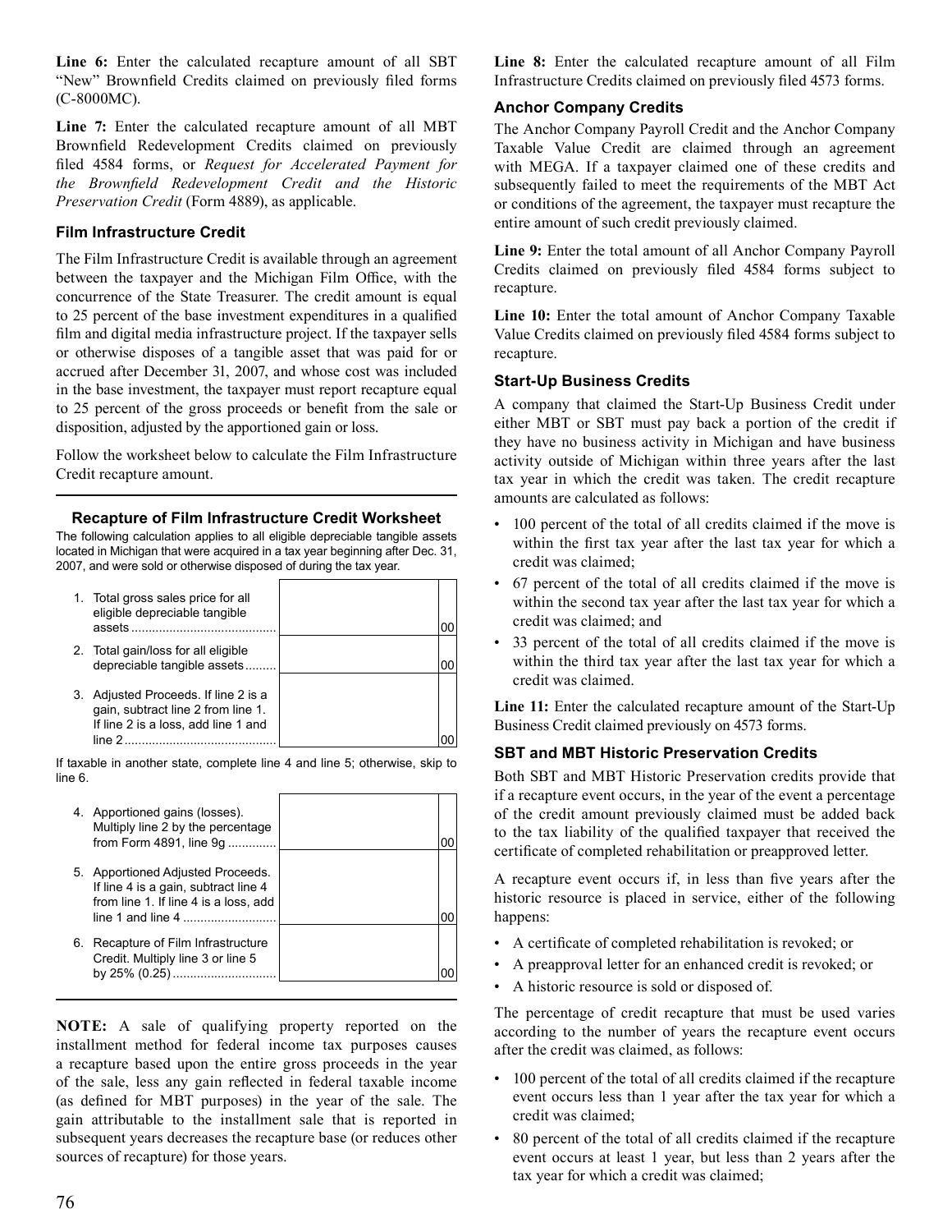**Line 6:** Enter the calculated recapture amount of all SBT "New" Brownfield Credits claimed on previously filed forms (C-8000MC).

**Line 7:** Enter the calculated recapture amount of all MBT Brownfield Redevelopment Credits claimed on previously filed 4584 forms, or *Request for Accelerated Payment for the Brownfield Redevelopment Credit and the Historic Preservation Credit* (Form 4889), as applicable.

### Film Infrastructure Credit

The Film Infrastructure Credit is available through an agreement between the taxpayer and the Michigan Film Office, with the concurrence of the State Treasurer. The credit amount is equal to 25 percent of the base investment expenditures in a qualified film and digital media infrastructure project. If the taxpayer sells or otherwise disposes of a tangible asset that was paid for or accrued after December 31, 2007, and whose cost was included in the base investment, the taxpayer must report recapture equal to 25 percent of the gross proceeds or benefit from the sale or disposition, adjusted by the apportioned gain or loss.

Follow the worksheet below to calculate the Film Infrastructure Credit recapture amount.

**Recapture of Film Infrastructure Credit Worksheet**

The following calculation applies to all eligible depreciable tangible assets located in Michigan that were acquired in a tax year beginning after Dec. 31, 2007, and were sold or otherwise disposed of during the tax year.

| | | |
|---|---|---|
| 1. Total gross sales price for all eligible depreciable tangible assets | | 00 |
| 2. Total gain/loss for all eligible depreciable tangible assets | | 00 |
| 3. Adjusted Proceeds. If line 2 is a gain, subtract line 2 from line 1. If line 2 is a loss, add line 1 and line 2 | | 00 |

If taxable in another state, complete line 4 and line 5; otherwise, skip to line 6.

| | | |
|---|---|---|
| 4. Apportioned gains (losses). Multiply line 2 by the percentage from Form 4891, line 9g | | 00 |
| 5. Apportioned Adjusted Proceeds. If line 4 is a gain, subtract line 4 from line 1. If line 4 is a loss, add line 1 and line 4 | | 00 |
| 6. Recapture of Film Infrastructure Credit. Multiply line 3 or line 5 by 25% (0.25) | | 00 |

**NOTE:** A sale of qualifying property reported on the installment method for federal income tax purposes causes a recapture based upon the entire gross proceeds in the year of the sale, less any gain reflected in federal taxable income (as defined for MBT purposes) in the year of the sale. The gain attributable to the installment sale that is reported in subsequent years decreases the recapture base (or reduces other sources of recapture) for those years.

**Line 8:** Enter the calculated recapture amount of all Film Infrastructure Credits claimed on previously filed 4573 forms.

### Anchor Company Credits

The Anchor Company Payroll Credit and the Anchor Company Taxable Value Credit are claimed through an agreement with MEGA. If a taxpayer claimed one of these credits and subsequently failed to meet the requirements of the MBT Act or conditions of the agreement, the taxpayer must recapture the entire amount of such credit previously claimed.

**Line 9:** Enter the total amount of all Anchor Company Payroll Credits claimed on previously filed 4584 forms subject to recapture.

**Line 10:** Enter the total amount of Anchor Company Taxable Value Credits claimed on previously filed 4584 forms subject to recapture.

### Start-Up Business Credits

A company that claimed the Start-Up Business Credit under either MBT or SBT must pay back a portion of the credit if they have no business activity in Michigan and have business activity outside of Michigan within three years after the last tax year in which the credit was taken. The credit recapture amounts are calculated as follows:

- 100 percent of the total of all credits claimed if the move is within the first tax year after the last tax year for which a credit was claimed;
- 67 percent of the total of all credits claimed if the move is within the second tax year after the last tax year for which a credit was claimed; and
- 33 percent of the total of all credits claimed if the move is within the third tax year after the last tax year for which a credit was claimed.

**Line 11:** Enter the calculated recapture amount of the Start-Up Business Credit claimed previously on 4573 forms.

### SBT and MBT Historic Preservation Credits

Both SBT and MBT Historic Preservation credits provide that if a recapture event occurs, in the year of the event a percentage of the credit amount previously claimed must be added back to the tax liability of the qualified taxpayer that received the certificate of completed rehabilitation or preapproved letter.

A recapture event occurs if, in less than five years after the historic resource is placed in service, either of the following happens:

- A certificate of completed rehabilitation is revoked; or
- A preapproval letter for an enhanced credit is revoked; or
- A historic resource is sold or disposed of.

The percentage of credit recapture that must be used varies according to the number of years the recapture event occurs after the credit was claimed, as follows:

- 100 percent of the total of all credits claimed if the recapture event occurs less than 1 year after the tax year for which a credit was claimed;
- 80 percent of the total of all credits claimed if the recapture event occurs at least 1 year, but less than 2 years after the tax year for which a credit was claimed;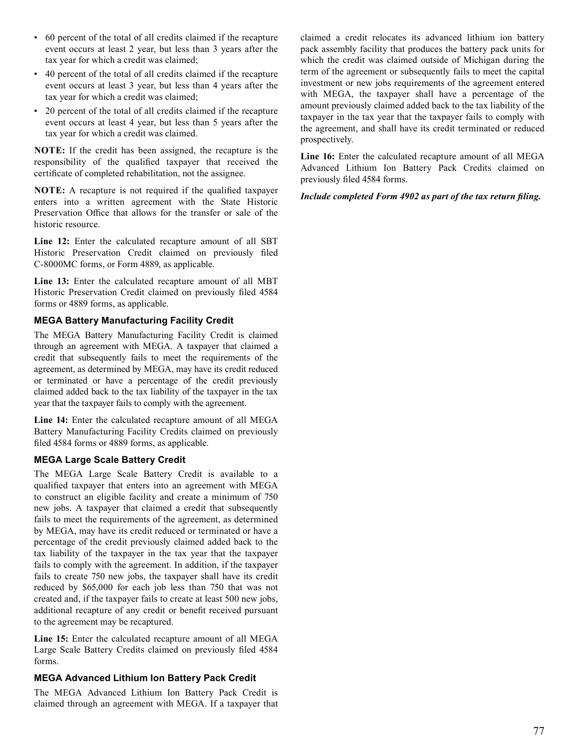- 60 percent of the total of all credits claimed if the recapture event occurs at least 2 year, but less than 3 years after the tax year for which a credit was claimed;
- 40 percent of the total of all credits claimed if the recapture event occurs at least 3 year, but less than 4 years after the tax year for which a credit was claimed;
- 20 percent of the total of all credits claimed if the recapture event occurs at least 4 year, but less than 5 years after the tax year for which a credit was claimed.

**NOTE:** If the credit has been assigned, the recapture is the responsibility of the qualified taxpayer that received the certificate of completed rehabilitation, not the assignee.

**NOTE:** A recapture is not required if the qualified taxpayer enters into a written agreement with the State Historic Preservation Office that allows for the transfer or sale of the historic resource.

**Line 12:** Enter the calculated recapture amount of all SBT Historic Preservation Credit claimed on previously filed C-8000MC forms, or Form 4889, as applicable.

**Line 13:** Enter the calculated recapture amount of all MBT Historic Preservation Credit claimed on previously filed 4584 forms or 4889 forms, as applicable.

### MEGA Battery Manufacturing Facility Credit

The MEGA Battery Manufacturing Facility Credit is claimed through an agreement with MEGA. A taxpayer that claimed a credit that subsequently fails to meet the requirements of the agreement, as determined by MEGA, may have its credit reduced or terminated or have a percentage of the credit previously claimed added back to the tax liability of the taxpayer in the tax year that the taxpayer fails to comply with the agreement.

**Line 14:** Enter the calculated recapture amount of all MEGA Battery Manufacturing Facility Credits claimed on previously filed 4584 forms or 4889 forms, as applicable.

### MEGA Large Scale Battery Credit

The MEGA Large Scale Battery Credit is available to a qualified taxpayer that enters into an agreement with MEGA to construct an eligible facility and create a minimum of 750 new jobs. A taxpayer that claimed a credit that subsequently fails to meet the requirements of the agreement, as determined by MEGA, may have its credit reduced or terminated or have a percentage of the credit previously claimed added back to the tax liability of the taxpayer in the tax year that the taxpayer fails to comply with the agreement. In addition, if the taxpayer fails to create 750 new jobs, the taxpayer shall have its credit reduced by $65,000 for each job less than 750 that was not created and, if the taxpayer fails to create at least 500 new jobs, additional recapture of any credit or benefit received pursuant to the agreement may be recaptured.

**Line 15:** Enter the calculated recapture amount of all MEGA Large Scale Battery Credits claimed on previously filed 4584 forms.

### MEGA Advanced Lithium Ion Battery Pack Credit

The MEGA Advanced Lithium Ion Battery Pack Credit is claimed through an agreement with MEGA. If a taxpayer that claimed a credit relocates its advanced lithium ion battery pack assembly facility that produces the battery pack units for which the credit was claimed outside of Michigan during the term of the agreement or subsequently fails to meet the capital investment or new jobs requirements of the agreement entered with MEGA, the taxpayer shall have a percentage of the amount previously claimed added back to the tax liability of the taxpayer in the tax year that the taxpayer fails to comply with the agreement, and shall have its credit terminated or reduced prospectively.

**Line 16:** Enter the calculated recapture amount of all MEGA Advanced Lithium Ion Battery Pack Credits claimed on previously filed 4584 forms.

***Include completed Form 4902 as part of the tax return filing.***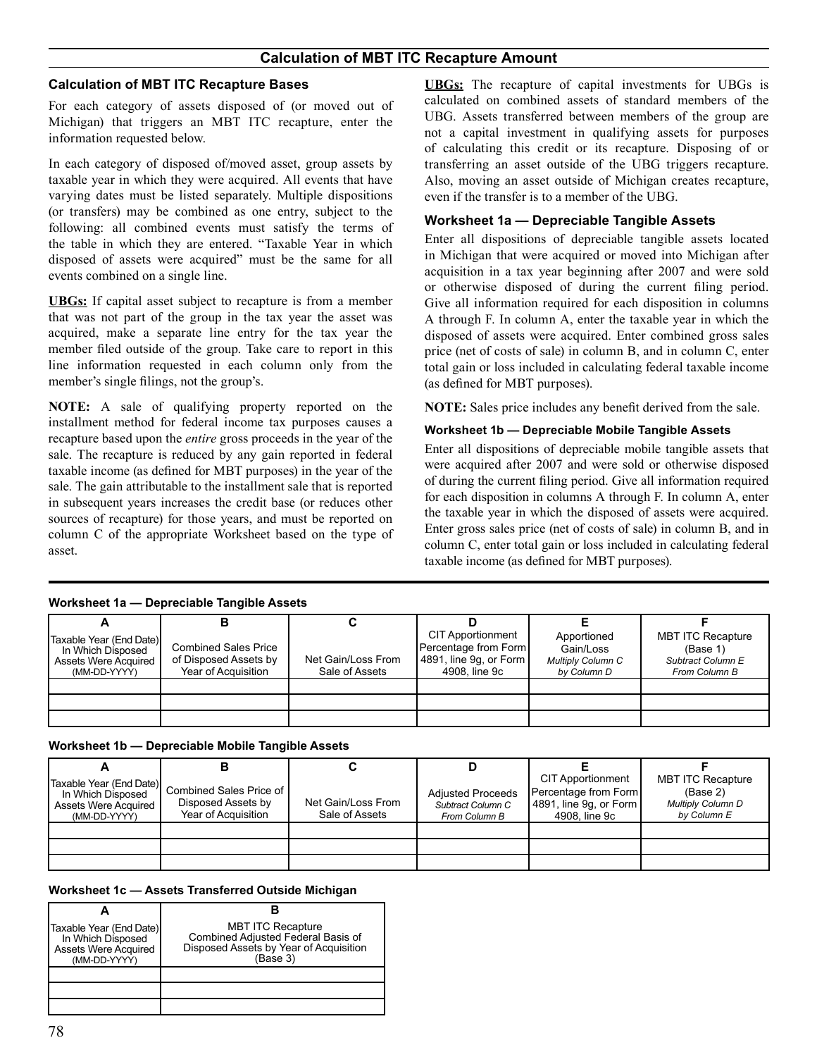## Calculation of MBT ITC Recapture Amount

### Calculation of MBT ITC Recapture Bases

For each category of assets disposed of (or moved out of Michigan) that triggers an MBT ITC recapture, enter the information requested below.

In each category of disposed of/moved asset, group assets by taxable year in which they were acquired. All events that have varying dates must be listed separately. Multiple dispositions (or transfers) may be combined as one entry, subject to the following: all combined events must satisfy the terms of the table in which they are entered. "Taxable Year in which disposed of assets were acquired" must be the same for all events combined on a single line.

**UBGs:** If capital asset subject to recapture is from a member that was not part of the group in the tax year the asset was acquired, make a separate line entry for the tax year the member filed outside of the group. Take care to report in this line information requested in each column only from the member's single filings, not the group's.

**NOTE:** A sale of qualifying property reported on the installment method for federal income tax purposes causes a recapture based upon the *entire* gross proceeds in the year of the sale. The recapture is reduced by any gain reported in federal taxable income (as defined for MBT purposes) in the year of the sale. The gain attributable to the installment sale that is reported in subsequent years increases the credit base (or reduces other sources of recapture) for those years, and must be reported on column C of the appropriate Worksheet based on the type of asset.

**UBGs:** The recapture of capital investments for UBGs is calculated on combined assets of standard members of the UBG. Assets transferred between members of the group are not a capital investment in qualifying assets for purposes of calculating this credit or its recapture. Disposing of or transferring an asset outside of the UBG triggers recapture. Also, moving an asset outside of Michigan creates recapture, even if the transfer is to a member of the UBG.

### Worksheet 1a — Depreciable Tangible Assets

Enter all dispositions of depreciable tangible assets located in Michigan that were acquired or moved into Michigan after acquisition in a tax year beginning after 2007 and were sold or otherwise disposed of during the current filing period. Give all information required for each disposition in columns A through F. In column A, enter the taxable year in which the disposed of assets were acquired. Enter combined gross sales price (net of costs of sale) in column B, and in column C, enter total gain or loss included in calculating federal taxable income (as defined for MBT purposes).

**NOTE:** Sales price includes any benefit derived from the sale.

#### Worksheet 1b — Depreciable Mobile Tangible Assets

Enter all dispositions of depreciable mobile tangible assets that were acquired after 2007 and were sold or otherwise disposed of during the current filing period. Give all information required for each disposition in columns A through F. In column A, enter the taxable year in which the disposed of assets were acquired. Enter gross sales price (net of costs of sale) in column B, and in column C, enter total gain or loss included in calculating federal taxable income (as defined for MBT purposes).

**Worksheet 1a — Depreciable Tangible Assets**

| A | B | C | D | E | F |
|---|---|---|---|---|---|
| Taxable Year (End Date) In Which Disposed Assets Were Acquired (MM-DD-YYYY) | Combined Sales Price of Disposed Assets by Year of Acquisition | Net Gain/Loss From Sale of Assets | CIT Apportionment Percentage from Form 4891, line 9g, or Form 4908, line 9c | Apportioned Gain/Loss *Multiply Column C by Column D* | MBT ITC Recapture (Base 1) *Subtract Column E From Column B* |
| | | | | | |
| | | | | | |
| | | | | | |

**Worksheet 1b — Depreciable Mobile Tangible Assets**

| A | B | C | D | E | F |
|---|---|---|---|---|---|
| Taxable Year (End Date) In Which Disposed Assets Were Acquired (MM-DD-YYYY) | Combined Sales Price of Disposed Assets by Year of Acquisition | Net Gain/Loss From Sale of Assets | Adjusted Proceeds *Subtract Column C From Column B* | CIT Apportionment Percentage from Form 4891, line 9g, or Form 4908, line 9c | MBT ITC Recapture (Base 2) *Multiply Column D by Column E* |
| | | | | | |
| | | | | | |
| | | | | | |

**Worksheet 1c — Assets Transferred Outside Michigan**

| A | B |
|---|---|
| Taxable Year (End Date) In Which Disposed Assets Were Acquired (MM-DD-YYYY) | MBT ITC Recapture Combined Adjusted Federal Basis of Disposed Assets by Year of Acquisition (Base 3) |
| | |
| | |
| | |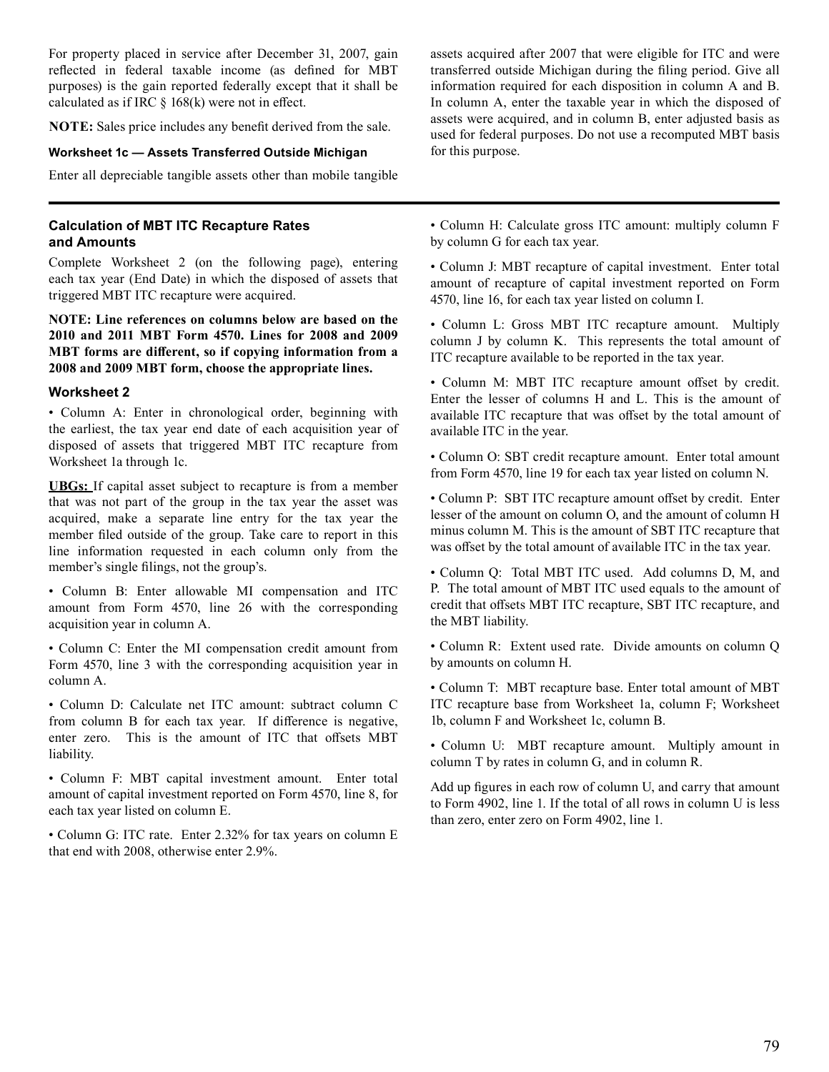For property placed in service after December 31, 2007, gain reflected in federal taxable income (as defined for MBT purposes) is the gain reported federally except that it shall be calculated as if IRC § 168(k) were not in effect.

**NOTE:** Sales price includes any benefit derived from the sale.

#### Worksheet 1c — Assets Transferred Outside Michigan

Enter all depreciable tangible assets other than mobile tangible assets acquired after 2007 that were eligible for ITC and were transferred outside Michigan during the filing period. Give all information required for each disposition in column A and B. In column A, enter the taxable year in which the disposed of assets were acquired, and in column B, enter adjusted basis as used for federal purposes. Do not use a recomputed MBT basis for this purpose.

### Calculation of MBT ITC Recapture Rates and Amounts

Complete Worksheet 2 (on the following page), entering each tax year (End Date) in which the disposed of assets that triggered MBT ITC recapture were acquired.

**NOTE: Line references on columns below are based on the 2010 and 2011 MBT Form 4570. Lines for 2008 and 2009 MBT forms are different, so if copying information from a 2008 and 2009 MBT form, choose the appropriate lines.**

#### Worksheet 2

- Column A: Enter in chronological order, beginning with the earliest, the tax year end date of each acquisition year of disposed of assets that triggered MBT ITC recapture from Worksheet 1a through 1c.

**UBGs:** If capital asset subject to recapture is from a member that was not part of the group in the tax year the asset was acquired, make a separate line entry for the tax year the member filed outside of the group. Take care to report in this line information requested in each column only from the member's single filings, not the group's.

- Column B: Enter allowable MI compensation and ITC amount from Form 4570, line 26 with the corresponding acquisition year in column A.
- Column C: Enter the MI compensation credit amount from Form 4570, line 3 with the corresponding acquisition year in column A.
- Column D: Calculate net ITC amount: subtract column C from column B for each tax year. If difference is negative, enter zero. This is the amount of ITC that offsets MBT liability.
- Column F: MBT capital investment amount. Enter total amount of capital investment reported on Form 4570, line 8, for each tax year listed on column E.
- Column G: ITC rate. Enter 2.32% for tax years on column E that end with 2008, otherwise enter 2.9%.
- Column H: Calculate gross ITC amount: multiply column F by column G for each tax year.
- Column J: MBT recapture of capital investment. Enter total amount of recapture of capital investment reported on Form 4570, line 16, for each tax year listed on column I.
- Column L: Gross MBT ITC recapture amount. Multiply column J by column K. This represents the total amount of ITC recapture available to be reported in the tax year.
- Column M: MBT ITC recapture amount offset by credit. Enter the lesser of columns H and L. This is the amount of available ITC recapture that was offset by the total amount of available ITC in the year.
- Column O: SBT credit recapture amount. Enter total amount from Form 4570, line 19 for each tax year listed on column N.
- Column P: SBT ITC recapture amount offset by credit. Enter lesser of the amount on column O, and the amount of column H minus column M. This is the amount of SBT ITC recapture that was offset by the total amount of available ITC in the tax year.
- Column Q: Total MBT ITC used. Add columns D, M, and P. The total amount of MBT ITC used equals to the amount of credit that offsets MBT ITC recapture, SBT ITC recapture, and the MBT liability.
- Column R: Extent used rate. Divide amounts on column Q by amounts on column H.
- Column T: MBT recapture base. Enter total amount of MBT ITC recapture base from Worksheet 1a, column F; Worksheet 1b, column F and Worksheet 1c, column B.
- Column U: MBT recapture amount. Multiply amount in column T by rates in column G, and in column R.

Add up figures in each row of column U, and carry that amount to Form 4902, line 1. If the total of all rows in column U is less than zero, enter zero on Form 4902, line 1.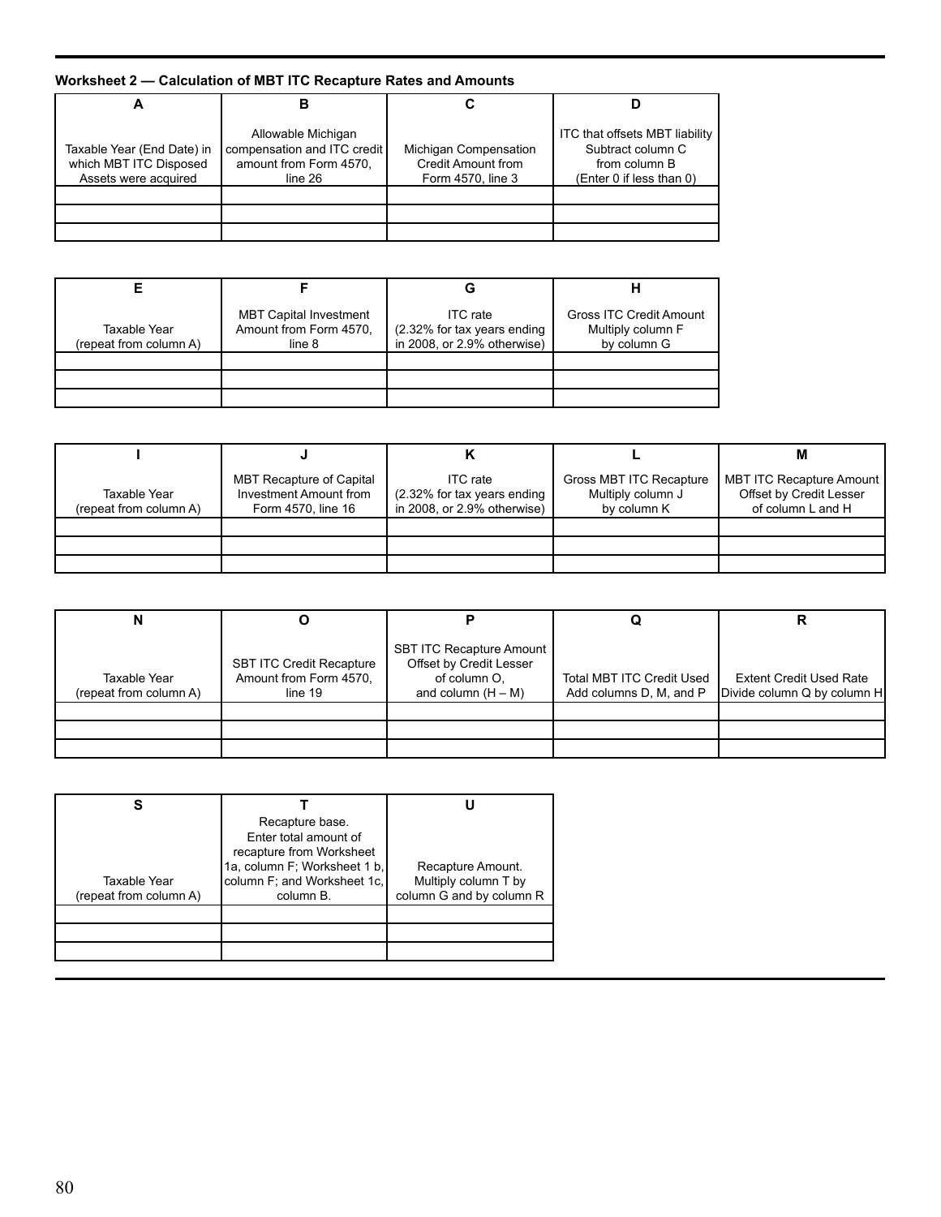**Worksheet 2 — Calculation of MBT ITC Recapture Rates and Amounts**

| A | B | C | D |
|---|---|---|---|
| Taxable Year (End Date) in which MBT ITC Disposed Assets were acquired | Allowable Michigan compensation and ITC credit amount from Form 4570, line 26 | Michigan Compensation Credit Amount from Form 4570, line 3 | ITC that offsets MBT liability Subtract column C from column B (Enter 0 if less than 0) |
| | | | |
| | | | |
| | | | |

| E | F | G | H |
|---|---|---|---|
| Taxable Year (repeat from column A) | MBT Capital Investment Amount from Form 4570, line 8 | ITC rate (2.32% for tax years ending in 2008, or 2.9% otherwise) | Gross ITC Credit Amount Multiply column F by column G |
| | | | |
| | | | |
| | | | |

| I | J | K | L | M |
|---|---|---|---|---|
| Taxable Year (repeat from column A) | MBT Recapture of Capital Investment Amount from Form 4570, line 16 | ITC rate (2.32% for tax years ending in 2008, or 2.9% otherwise) | Gross MBT ITC Recapture Multiply column J by column K | MBT ITC Recapture Amount Offset by Credit Lesser of column L and H |
| | | | | |
| | | | | |
| | | | | |

| N | O | P | Q | R |
|---|---|---|---|---|
| Taxable Year (repeat from column A) | SBT ITC Credit Recapture Amount from Form 4570, line 19 | SBT ITC Recapture Amount Offset by Credit Lesser of column O, and column (H – M) | Total MBT ITC Credit Used Add columns D, M, and P | Extent Credit Used Rate Divide column Q by column H |
| | | | | |
| | | | | |
| | | | | |

| S | T | U |
|---|---|---|
| Taxable Year (repeat from column A) | Recapture base. Enter total amount of recapture from Worksheet 1a, column F; Worksheet 1 b, column F; and Worksheet 1c, column B. | Recapture Amount. Multiply column T by column G and by column R |
| | | |
| | | |
| | | |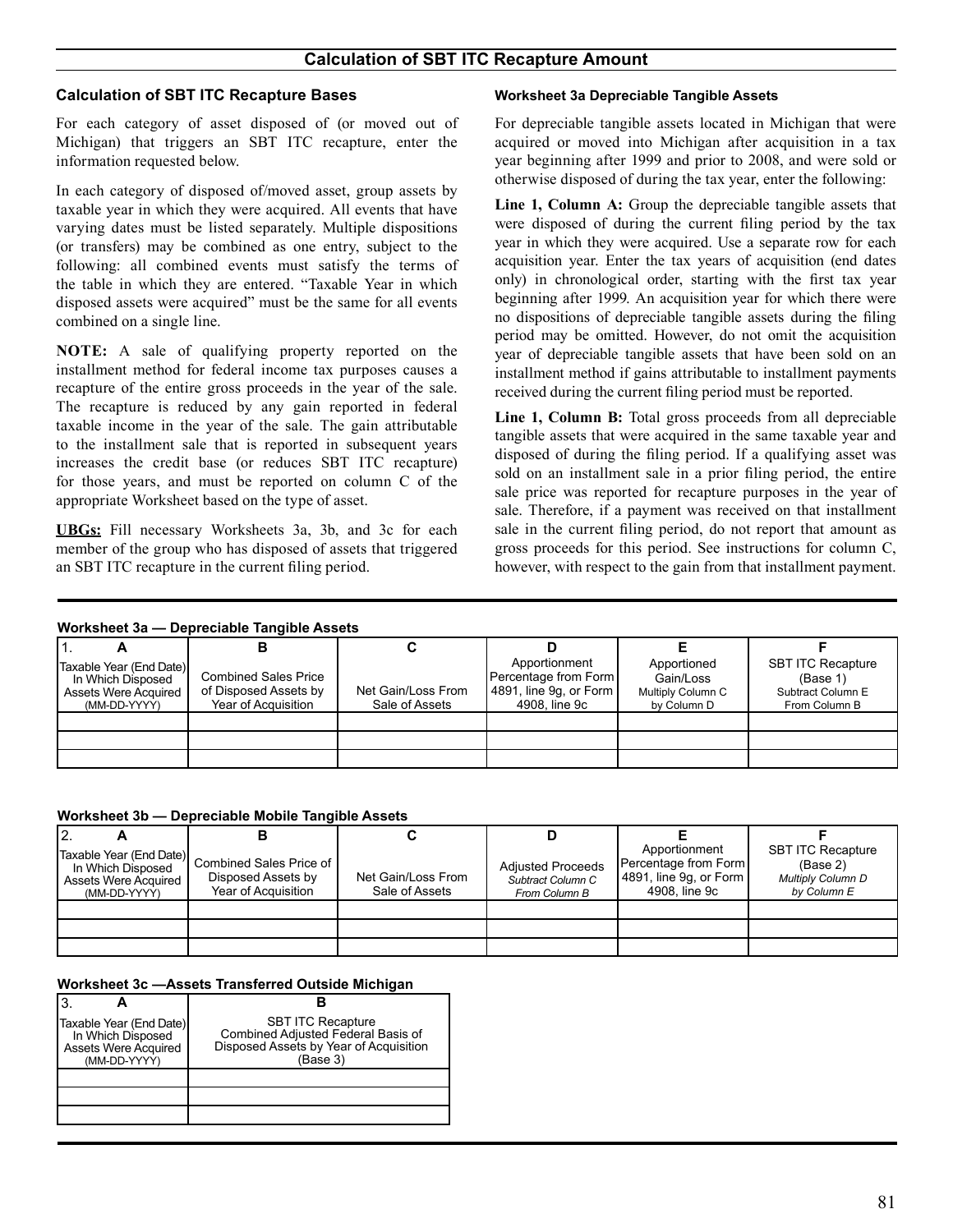## Calculation of SBT ITC Recapture Amount

### Calculation of SBT ITC Recapture Bases

For each category of asset disposed of (or moved out of Michigan) that triggers an SBT ITC recapture, enter the information requested below.

In each category of disposed of/moved asset, group assets by taxable year in which they were acquired. All events that have varying dates must be listed separately. Multiple dispositions (or transfers) may be combined as one entry, subject to the following: all combined events must satisfy the terms of the table in which they are entered. "Taxable Year in which disposed assets were acquired" must be the same for all events combined on a single line.

**NOTE:** A sale of qualifying property reported on the installment method for federal income tax purposes causes a recapture of the entire gross proceeds in the year of the sale. The recapture is reduced by any gain reported in federal taxable income in the year of the sale. The gain attributable to the installment sale that is reported in subsequent years increases the credit base (or reduces SBT ITC recapture) for those years, and must be reported on column C of the appropriate Worksheet based on the type of asset.

**UBGs:** Fill necessary Worksheets 3a, 3b, and 3c for each member of the group who has disposed of assets that triggered an SBT ITC recapture in the current filing period.

#### Worksheet 3a Depreciable Tangible Assets

For depreciable tangible assets located in Michigan that were acquired or moved into Michigan after acquisition in a tax year beginning after 1999 and prior to 2008, and were sold or otherwise disposed of during the tax year, enter the following:

**Line 1, Column A:** Group the depreciable tangible assets that were disposed of during the current filing period by the tax year in which they were acquired. Use a separate row for each acquisition year. Enter the tax years of acquisition (end dates only) in chronological order, starting with the first tax year beginning after 1999. An acquisition year for which there were no dispositions of depreciable tangible assets during the filing period may be omitted. However, do not omit the acquisition year of depreciable tangible assets that have been sold on an installment method if gains attributable to installment payments received during the current filing period must be reported.

**Line 1, Column B:** Total gross proceeds from all depreciable tangible assets that were acquired in the same taxable year and disposed of during the filing period. If a qualifying asset was sold on an installment sale in a prior filing period, the entire sale price was reported for recapture purposes in the year of sale. Therefore, if a payment was received on that installment sale in the current filing period, do not report that amount as gross proceeds for this period. See instructions for column C, however, with respect to the gain from that installment payment.

**Worksheet 3a — Depreciable Tangible Assets**

| 1. A | B | C | D | E | F |
|---|---|---|---|---|---|
| Taxable Year (End Date) In Which Disposed Assets Were Acquired (MM-DD-YYYY) | Combined Sales Price of Disposed Assets by Year of Acquisition | Net Gain/Loss From Sale of Assets | Apportionment Percentage from Form 4891, line 9g, or Form 4908, line 9c | Apportioned Gain/Loss Multiply Column C by Column D | SBT ITC Recapture (Base 1) Subtract Column E From Column B |
| | | | | | |
| | | | | | |
| | | | | | |

**Worksheet 3b — Depreciable Mobile Tangible Assets**

| 2. A | B | C | D | E | F |
|---|---|---|---|---|---|
| Taxable Year (End Date) In Which Disposed Assets Were Acquired (MM-DD-YYYY) | Combined Sales Price of Disposed Assets by Year of Acquisition | Net Gain/Loss From Sale of Assets | Adjusted Proceeds *Subtract Column C From Column B* | Apportionment Percentage from Form 4891, line 9g, or Form 4908, line 9c | SBT ITC Recapture (Base 2) *Multiply Column D by Column E* |
| | | | | | |
| | | | | | |
| | | | | | |

**Worksheet 3c —Assets Transferred Outside Michigan**

| 3. A | B |
|---|---|
| Taxable Year (End Date) In Which Disposed Assets Were Acquired (MM-DD-YYYY) | SBT ITC Recapture Combined Adjusted Federal Basis of Disposed Assets by Year of Acquisition (Base 3) |
| | |
| | |
| | |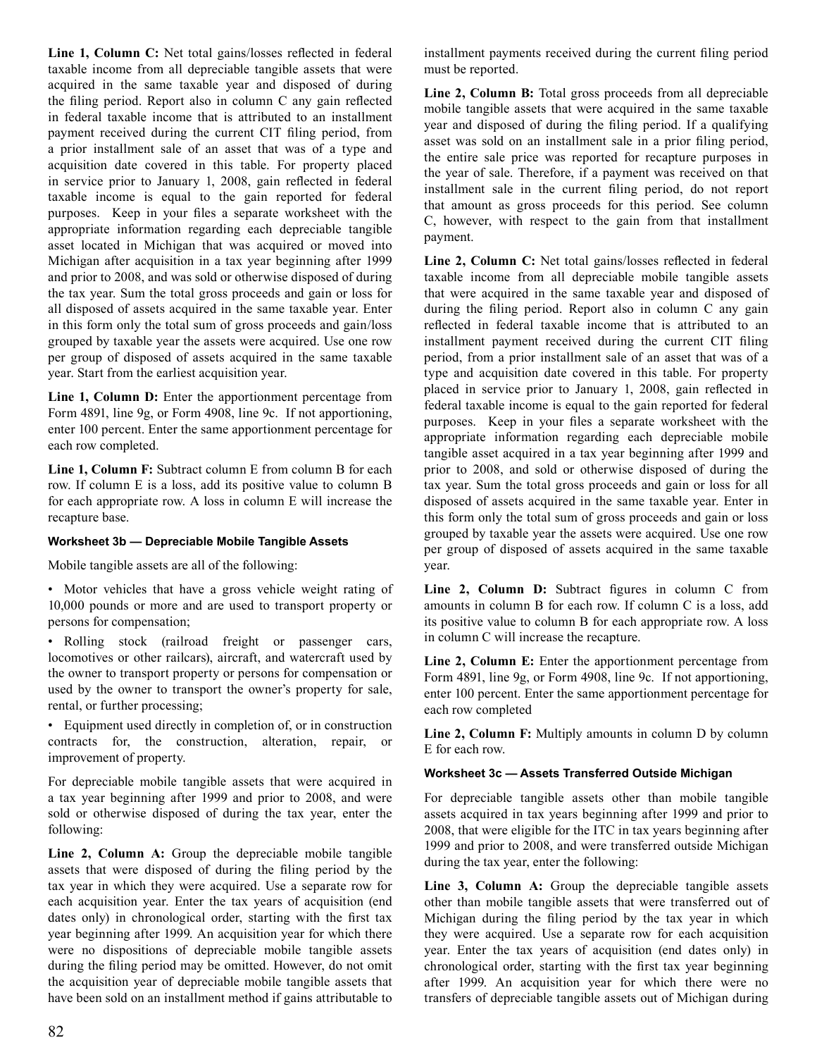**Line 1, Column C:** Net total gains/losses reflected in federal taxable income from all depreciable tangible assets that were acquired in the same taxable year and disposed of during the filing period. Report also in column C any gain reflected in federal taxable income that is attributed to an installment payment received during the current CIT filing period, from a prior installment sale of an asset that was of a type and acquisition date covered in this table. For property placed in service prior to January 1, 2008, gain reflected in federal taxable income is equal to the gain reported for federal purposes. Keep in your files a separate worksheet with the appropriate information regarding each depreciable tangible asset located in Michigan that was acquired or moved into Michigan after acquisition in a tax year beginning after 1999 and prior to 2008, and was sold or otherwise disposed of during the tax year. Sum the total gross proceeds and gain or loss for all disposed of assets acquired in the same taxable year. Enter in this form only the total sum of gross proceeds and gain/loss grouped by taxable year the assets were acquired. Use one row per group of disposed of assets acquired in the same taxable year. Start from the earliest acquisition year.

**Line 1, Column D:** Enter the apportionment percentage from Form 4891, line 9g, or Form 4908, line 9c. If not apportioning, enter 100 percent. Enter the same apportionment percentage for each row completed.

**Line 1, Column F:** Subtract column E from column B for each row. If column E is a loss, add its positive value to column B for each appropriate row. A loss in column E will increase the recapture base.

#### Worksheet 3b — Depreciable Mobile Tangible Assets

Mobile tangible assets are all of the following:

- Motor vehicles that have a gross vehicle weight rating of 10,000 pounds or more and are used to transport property or persons for compensation;
- Rolling stock (railroad freight or passenger cars, locomotives or other railcars), aircraft, and watercraft used by the owner to transport property or persons for compensation or used by the owner to transport the owner's property for sale, rental, or further processing;
- Equipment used directly in completion of, or in construction contracts for, the construction, alteration, repair, or improvement of property.

For depreciable mobile tangible assets that were acquired in a tax year beginning after 1999 and prior to 2008, and were sold or otherwise disposed of during the tax year, enter the following:

**Line 2, Column A:** Group the depreciable mobile tangible assets that were disposed of during the filing period by the tax year in which they were acquired. Use a separate row for each acquisition year. Enter the tax years of acquisition (end dates only) in chronological order, starting with the first tax year beginning after 1999. An acquisition year for which there were no dispositions of depreciable mobile tangible assets during the filing period may be omitted. However, do not omit the acquisition year of depreciable mobile tangible assets that have been sold on an installment method if gains attributable to installment payments received during the current filing period must be reported.

**Line 2, Column B:** Total gross proceeds from all depreciable mobile tangible assets that were acquired in the same taxable year and disposed of during the filing period. If a qualifying asset was sold on an installment sale in a prior filing period, the entire sale price was reported for recapture purposes in the year of sale. Therefore, if a payment was received on that installment sale in the current filing period, do not report that amount as gross proceeds for this period. See column C, however, with respect to the gain from that installment payment.

**Line 2, Column C:** Net total gains/losses reflected in federal taxable income from all depreciable mobile tangible assets that were acquired in the same taxable year and disposed of during the filing period. Report also in column C any gain reflected in federal taxable income that is attributed to an installment payment received during the current CIT filing period, from a prior installment sale of an asset that was of a type and acquisition date covered in this table. For property placed in service prior to January 1, 2008, gain reflected in federal taxable income is equal to the gain reported for federal purposes. Keep in your files a separate worksheet with the appropriate information regarding each depreciable mobile tangible asset acquired in a tax year beginning after 1999 and prior to 2008, and sold or otherwise disposed of during the tax year. Sum the total gross proceeds and gain or loss for all disposed of assets acquired in the same taxable year. Enter in this form only the total sum of gross proceeds and gain or loss grouped by taxable year the assets were acquired. Use one row per group of disposed of assets acquired in the same taxable year.

**Line 2, Column D:** Subtract figures in column C from amounts in column B for each row. If column C is a loss, add its positive value to column B for each appropriate row. A loss in column C will increase the recapture.

**Line 2, Column E:** Enter the apportionment percentage from Form 4891, line 9g, or Form 4908, line 9c. If not apportioning, enter 100 percent. Enter the same apportionment percentage for each row completed

**Line 2, Column F:** Multiply amounts in column D by column E for each row.

#### Worksheet 3c — Assets Transferred Outside Michigan

For depreciable tangible assets other than mobile tangible assets acquired in tax years beginning after 1999 and prior to 2008, that were eligible for the ITC in tax years beginning after 1999 and prior to 2008, and were transferred outside Michigan during the tax year, enter the following:

**Line 3, Column A:** Group the depreciable tangible assets other than mobile tangible assets that were transferred out of Michigan during the filing period by the tax year in which they were acquired. Use a separate row for each acquisition year. Enter the tax years of acquisition (end dates only) in chronological order, starting with the first tax year beginning after 1999. An acquisition year for which there were no transfers of depreciable tangible assets out of Michigan during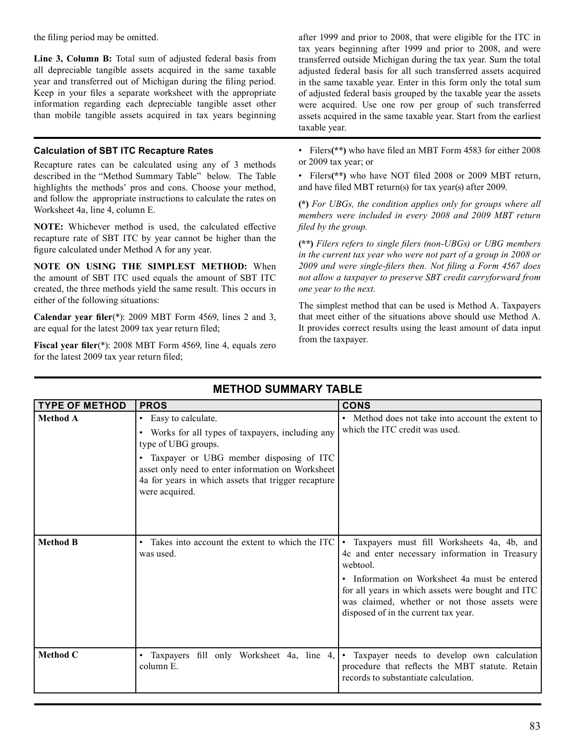the filing period may be omitted.

**Line 3, Column B:** Total sum of adjusted federal basis from all depreciable tangible assets acquired in the same taxable year and transferred out of Michigan during the filing period. Keep in your files a separate worksheet with the appropriate information regarding each depreciable tangible asset other than mobile tangible assets acquired in tax years beginning after 1999 and prior to 2008, that were eligible for the ITC in tax years beginning after 1999 and prior to 2008, and were transferred outside Michigan during the tax year. Sum the total adjusted federal basis for all such transferred assets acquired in the same taxable year. Enter in this form only the total sum of adjusted federal basis grouped by the taxable year the assets were acquired. Use one row per group of such transferred assets acquired in the same taxable year. Start from the earliest taxable year.

### Calculation of SBT ITC Recapture Rates

Recapture rates can be calculated using any of 3 methods described in the "Method Summary Table" below. The Table highlights the methods' pros and cons. Choose your method, and follow the appropriate instructions to calculate the rates on Worksheet 4a, line 4, column E.

**NOTE:** Whichever method is used, the calculated effective recapture rate of SBT ITC by year cannot be higher than the figure calculated under Method A for any year.

**NOTE ON USING THE SIMPLEST METHOD:** When the amount of SBT ITC used equals the amount of SBT ITC created, the three methods yield the same result. This occurs in either of the following situations:

**Calendar year filer**(*): 2009 MBT Form 4569, lines 2 and 3, are equal for the latest 2009 tax year return filed;

**Fiscal year filer**(*): 2008 MBT Form 4569, line 4, equals zero for the latest 2009 tax year return filed;

- Filers**(**)** who have filed an MBT Form 4583 for either 2008 or 2009 tax year; or
- Filers**(**)** who have NOT filed 2008 or 2009 MBT return, and have filed MBT return(s) for tax year(s) after 2009.

**(*)** *For UBGs, the condition applies only for groups where all members were included in every 2008 and 2009 MBT return filed by the group.*

**(**)** *Filers refers to single filers (non-UBGs) or UBG members in the current tax year who were not part of a group in 2008 or 2009 and were single-filers then. Not filing a Form 4567 does not allow a taxpayer to preserve SBT credit carryforward from one year to the next.*

The simplest method that can be used is Method A. Taxpayers that meet either of the situations above should use Method A. It provides correct results using the least amount of data input from the taxpayer.

## METHOD SUMMARY TABLE

| TYPE OF METHOD | PROS | CONS |
|---|---|---|
| **Method A** | • Easy to calculate.<br>• Works for all types of taxpayers, including any type of UBG groups.<br>• Taxpayer or UBG member disposing of ITC asset only need to enter information on Worksheet 4a for years in which assets that trigger recapture were acquired. | • Method does not take into account the extent to which the ITC credit was used. |
| **Method B** | • Takes into account the extent to which the ITC was used. | • Taxpayers must fill Worksheets 4a, 4b, and 4c and enter necessary information in Treasury webtool.<br>• Information on Worksheet 4a must be entered for all years in which assets were bought and ITC was claimed, whether or not those assets were disposed of in the current tax year. |
| **Method C** | • Taxpayers fill only Worksheet 4a, line 4, column E. | • Taxpayer needs to develop own calculation procedure that reflects the MBT statute. Retain records to substantiate calculation. |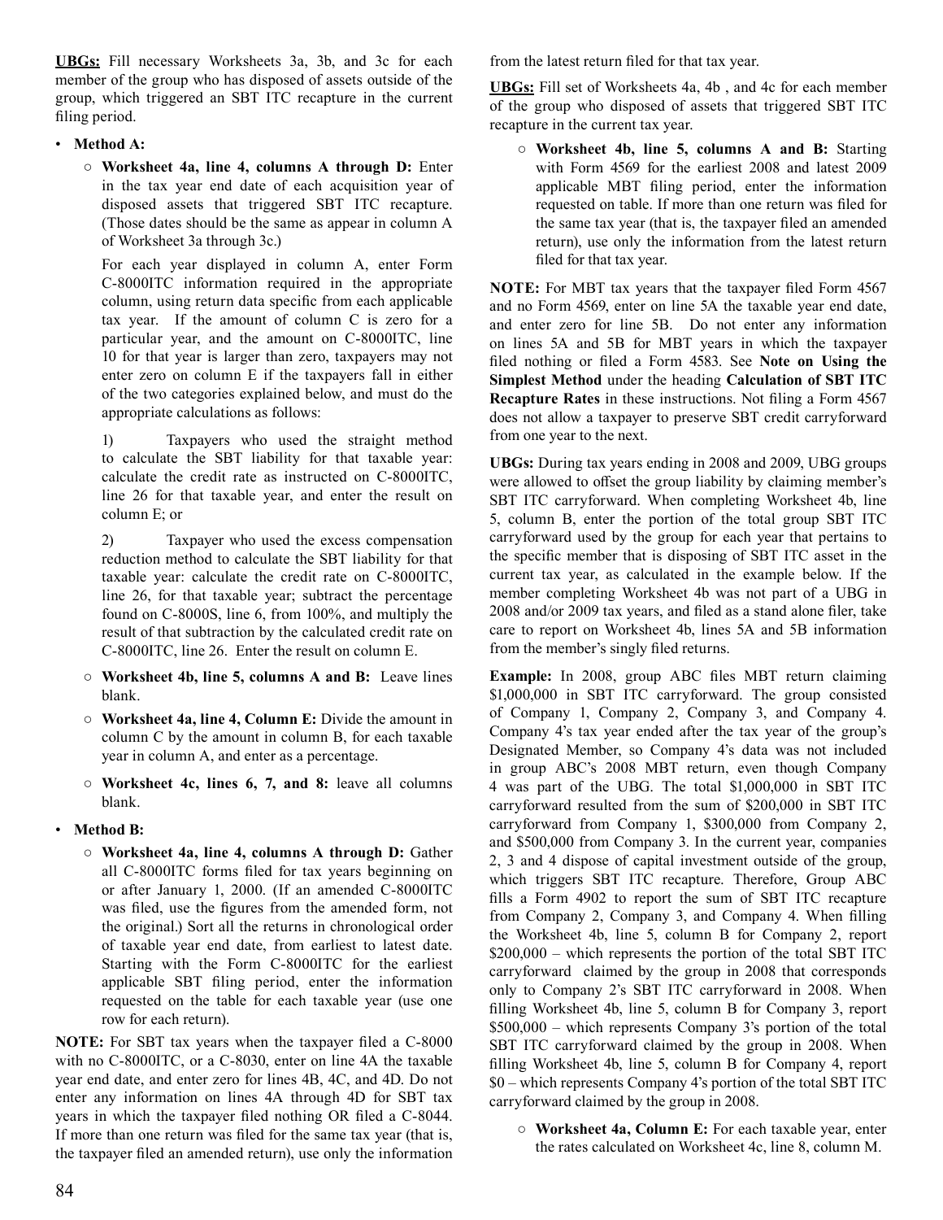**UBGs:** Fill necessary Worksheets 3a, 3b, and 3c for each member of the group who has disposed of assets outside of the group, which triggered an SBT ITC recapture in the current filing period.

- **Method A:**
  - **Worksheet 4a, line 4, columns A through D:** Enter in the tax year end date of each acquisition year of disposed assets that triggered SBT ITC recapture. (Those dates should be the same as appear in column A of Worksheet 3a through 3c.)

    For each year displayed in column A, enter Form C-8000ITC information required in the appropriate column, using return data specific from each applicable tax year. If the amount of column C is zero for a particular year, and the amount on C-8000ITC, line 10 for that year is larger than zero, taxpayers may not enter zero on column E if the taxpayers fall in either of the two categories explained below, and must do the appropriate calculations as follows:

    1) Taxpayers who used the straight method to calculate the SBT liability for that taxable year: calculate the credit rate as instructed on C-8000ITC, line 26 for that taxable year, and enter the result on column E; or

    2) Taxpayer who used the excess compensation reduction method to calculate the SBT liability for that taxable year: calculate the credit rate on C-8000ITC, line 26, for that taxable year; subtract the percentage found on C-8000S, line 6, from 100%, and multiply the result of that subtraction by the calculated credit rate on C-8000ITC, line 26. Enter the result on column E.
  - **Worksheet 4b, line 5, columns A and B:** Leave lines blank.
  - **Worksheet 4a, line 4, Column E:** Divide the amount in column C by the amount in column B, for each taxable year in column A, and enter as a percentage.
  - **Worksheet 4c, lines 6, 7, and 8:** leave all columns blank.
- **Method B:**
  - **Worksheet 4a, line 4, columns A through D:** Gather all C-8000ITC forms filed for tax years beginning on or after January 1, 2000. (If an amended C-8000ITC was filed, use the figures from the amended form, not the original.) Sort all the returns in chronological order of taxable year end date, from earliest to latest date. Starting with the Form C-8000ITC for the earliest applicable SBT filing period, enter the information requested on the table for each taxable year (use one row for each return).

**NOTE:** For SBT tax years when the taxpayer filed a C-8000 with no C-8000ITC, or a C-8030, enter on line 4A the taxable year end date, and enter zero for lines 4B, 4C, and 4D. Do not enter any information on lines 4A through 4D for SBT tax years in which the taxpayer filed nothing OR filed a C-8044. If more than one return was filed for the same tax year (that is, the taxpayer filed an amended return), use only the information from the latest return filed for that tax year.

**UBGs:** Fill set of Worksheets 4a, 4b , and 4c for each member of the group who disposed of assets that triggered SBT ITC recapture in the current tax year.

  - **Worksheet 4b, line 5, columns A and B:** Starting with Form 4569 for the earliest 2008 and latest 2009 applicable MBT filing period, enter the information requested on table. If more than one return was filed for the same tax year (that is, the taxpayer filed an amended return), use only the information from the latest return filed for that tax year.

**NOTE:** For MBT tax years that the taxpayer filed Form 4567 and no Form 4569, enter on line 5A the taxable year end date, and enter zero for line 5B. Do not enter any information on lines 5A and 5B for MBT years in which the taxpayer filed nothing or filed a Form 4583. See **Note on Using the Simplest Method** under the heading **Calculation of SBT ITC Recapture Rates** in these instructions. Not filing a Form 4567 does not allow a taxpayer to preserve SBT credit carryforward from one year to the next.

**UBGs:** During tax years ending in 2008 and 2009, UBG groups were allowed to offset the group liability by claiming member's SBT ITC carryforward. When completing Worksheet 4b, line 5, column B, enter the portion of the total group SBT ITC carryforward used by the group for each year that pertains to the specific member that is disposing of SBT ITC asset in the current tax year, as calculated in the example below. If the member completing Worksheet 4b was not part of a UBG in 2008 and/or 2009 tax years, and filed as a stand alone filer, take care to report on Worksheet 4b, lines 5A and 5B information from the member's singly filed returns.

**Example:** In 2008, group ABC files MBT return claiming $1,000,000 in SBT ITC carryforward. The group consisted of Company 1, Company 2, Company 3, and Company 4. Company 4's tax year ended after the tax year of the group's Designated Member, so Company 4's data was not included in group ABC's 2008 MBT return, even though Company 4 was part of the UBG. The total $1,000,000 in SBT ITC carryforward resulted from the sum of $200,000 in SBT ITC carryforward from Company 1, $300,000 from Company 2, and $500,000 from Company 3. In the current year, companies 2, 3 and 4 dispose of capital investment outside of the group, which triggers SBT ITC recapture. Therefore, Group ABC fills a Form 4902 to report the sum of SBT ITC recapture from Company 2, Company 3, and Company 4. When filling the Worksheet 4b, line 5, column B for Company 2, report $200,000 – which represents the portion of the total SBT ITC carryforward claimed by the group in 2008 that corresponds only to Company 2's SBT ITC carryforward in 2008. When filling Worksheet 4b, line 5, column B for Company 3, report $500,000 – which represents Company 3's portion of the total SBT ITC carryforward claimed by the group in 2008. When filling Worksheet 4b, line 5, column B for Company 4, report $0 – which represents Company 4's portion of the total SBT ITC carryforward claimed by the group in 2008.

  - **Worksheet 4a, Column E:** For each taxable year, enter the rates calculated on Worksheet 4c, line 8, column M.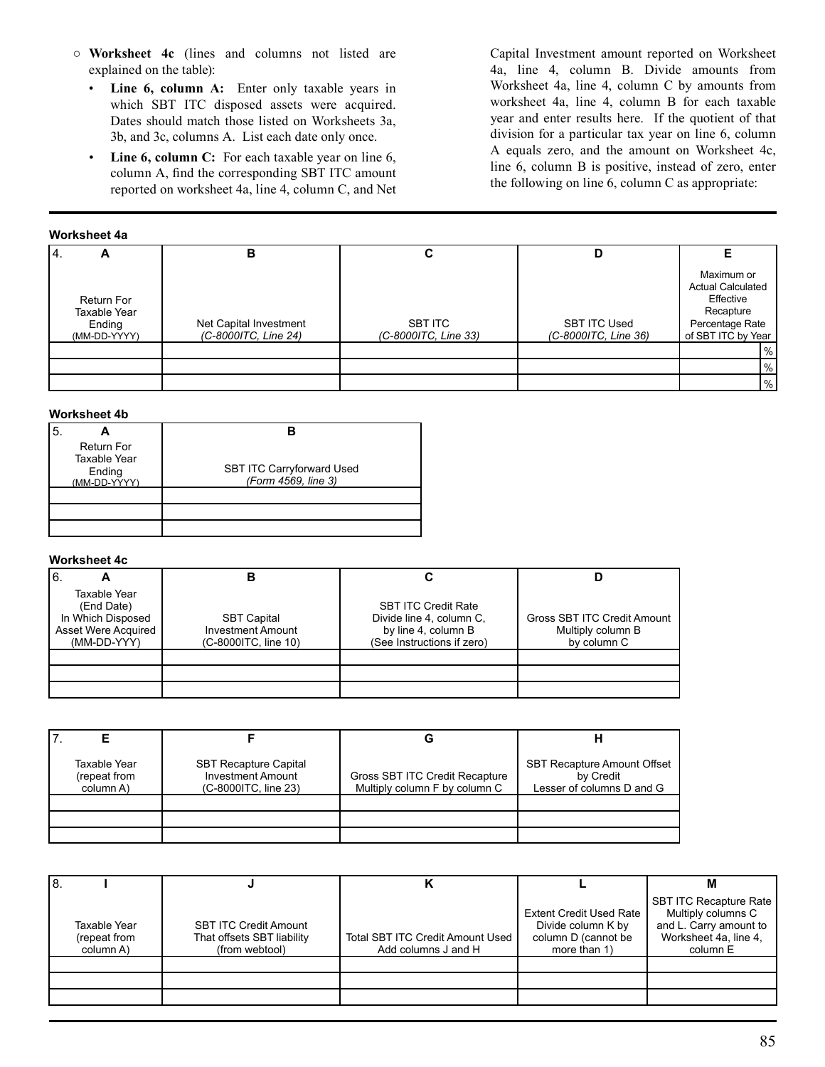- **Worksheet 4c** (lines and columns not listed are explained on the table):
  - **Line 6, column A:** Enter only taxable years in which SBT ITC disposed assets were acquired. Dates should match those listed on Worksheets 3a, 3b, and 3c, columns A. List each date only once.
  - **Line 6, column C:** For each taxable year on line 6, column A, find the corresponding SBT ITC amount reported on worksheet 4a, line 4, column C, and Net Capital Investment amount reported on Worksheet 4a, line 4, column B. Divide amounts from Worksheet 4a, line 4, column C by amounts from worksheet 4a, line 4, column B for each taxable year and enter results here. If the quotient of that division for a particular tax year on line 6, column A equals zero, and the amount on Worksheet 4c, line 6, column B is positive, instead of zero, enter the following on line 6, column C as appropriate:

**Worksheet 4a**

| 4. A<br>Return For Taxable Year Ending (MM-DD-YYYY) | B<br>Net Capital Investment *(C-8000ITC, Line 24)* | C<br>SBT ITC *(C-8000ITC, Line 33)* | D<br>SBT ITC Used *(C-8000ITC, Line 36)* | E<br>Maximum or Actual Calculated Effective Recapture Percentage Rate of SBT ITC by Year |
|---|---|---|---|---|
| | | | | % |
| | | | | % |
| | | | | % |

**Worksheet 4b**

| 5. A<br>Return For Taxable Year Ending (MM-DD-YYYY) | B<br>SBT ITC Carryforward Used *(Form 4569, line 3)* |
|---|---|
| | |
| | |
| | |

**Worksheet 4c**

| 6. A<br>Taxable Year (End Date) In Which Disposed Asset Were Acquired (MM-DD-YYY) | B<br>SBT Capital Investment Amount (C-8000ITC, line 10) | C<br>SBT ITC Credit Rate Divide line 4, column C, by line 4, column B (See Instructions if zero) | D<br>Gross SBT ITC Credit Amount Multiply column B by column C |
|---|---|---|---|
| | | | |
| | | | |
| | | | |

| 7. E<br>Taxable Year (repeat from column A) | F<br>SBT Recapture Capital Investment Amount (C-8000ITC, line 23) | G<br>Gross SBT ITC Credit Recapture Multiply column F by column C | H<br>SBT Recapture Amount Offset by Credit Lesser of columns D and G |
|---|---|---|---|
| | | | |
| | | | |
| | | | |

| 8. I<br>Taxable Year (repeat from column A) | J<br>SBT ITC Credit Amount That offsets SBT liability (from webtool) | K<br>Total SBT ITC Credit Amount Used Add columns J and H | L<br>Extent Credit Used Rate Divide column K by column D (cannot be more than 1) | M<br>SBT ITC Recapture Rate Multiply columns C and L. Carry amount to Worksheet 4a, line 4, column E |
|---|---|---|---|---|
| | | | | |
| | | | | |
| | | | | |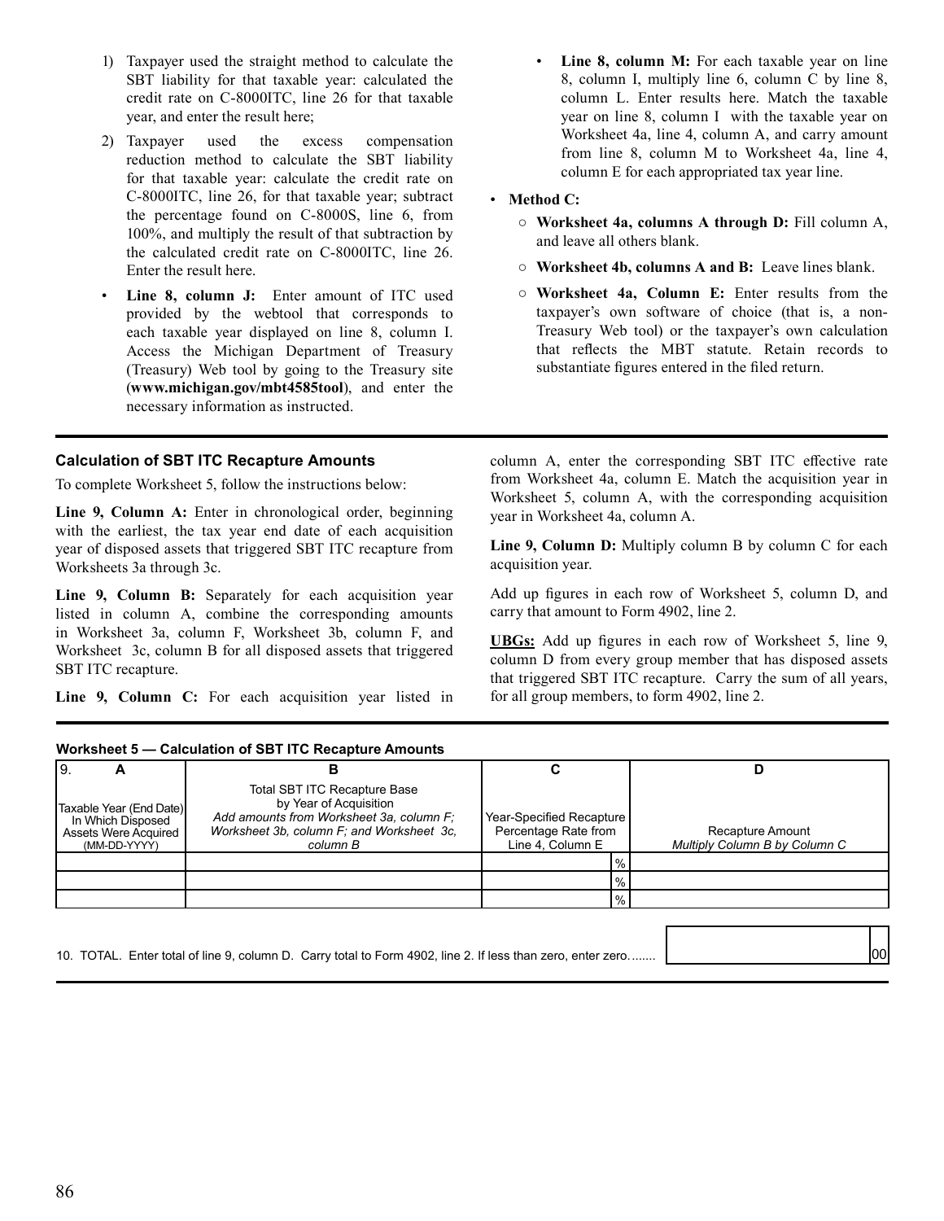1) Taxpayer used the straight method to calculate the SBT liability for that taxable year: calculated the credit rate on C-8000ITC, line 26 for that taxable year, and enter the result here;

2) Taxpayer used the excess compensation reduction method to calculate the SBT liability for that taxable year: calculate the credit rate on C-8000ITC, line 26, for that taxable year; subtract the percentage found on C-8000S, line 6, from 100%, and multiply the result of that subtraction by the calculated credit rate on C-8000ITC, line 26. Enter the result here.

- **Line 8, column J:** Enter amount of ITC used provided by the webtool that corresponds to each taxable year displayed on line 8, column I. Access the Michigan Department of Treasury (Treasury) Web tool by going to the Treasury site (**www.michigan.gov/mbt4585tool**), and enter the necessary information as instructed.

- **Line 8, column M:** For each taxable year on line 8, column I, multiply line 6, column C by line 8, column L. Enter results here. Match the taxable year on line 8, column I with the taxable year on Worksheet 4a, line 4, column A, and carry amount from line 8, column M to Worksheet 4a, line 4, column E for each appropriated tax year line.

- **Method C:**
  - **Worksheet 4a, columns A through D:** Fill column A, and leave all others blank.
  - **Worksheet 4b, columns A and B:** Leave lines blank.
  - **Worksheet 4a, Column E:** Enter results from the taxpayer's own software of choice (that is, a non-Treasury Web tool) or the taxpayer's own calculation that reflects the MBT statute. Retain records to substantiate figures entered in the filed return.

### Calculation of SBT ITC Recapture Amounts

To complete Worksheet 5, follow the instructions below:

**Line 9, Column A:** Enter in chronological order, beginning with the earliest, the tax year end date of each acquisition year of disposed assets that triggered SBT ITC recapture from Worksheets 3a through 3c.

**Line 9, Column B:** Separately for each acquisition year listed in column A, combine the corresponding amounts in Worksheet 3a, column F, Worksheet 3b, column F, and Worksheet 3c, column B for all disposed assets that triggered SBT ITC recapture.

**Line 9, Column C:** For each acquisition year listed in column A, enter the corresponding SBT ITC effective rate from Worksheet 4a, column E. Match the acquisition year in Worksheet 5, column A, with the corresponding acquisition year in Worksheet 4a, column A.

**Line 9, Column D:** Multiply column B by column C for each acquisition year.

Add up figures in each row of Worksheet 5, column D, and carry that amount to Form 4902, line 2.

**UBGs:** Add up figures in each row of Worksheet 5, line 9, column D from every group member that has disposed assets that triggered SBT ITC recapture. Carry the sum of all years, for all group members, to form 4902, line 2.

**Worksheet 5 — Calculation of SBT ITC Recapture Amounts**

| 9. A | B | C | D |
|---|---|---|---|
| Taxable Year (End Date) In Which Disposed Assets Were Acquired (MM-DD-YYYY) | Total SBT ITC Recapture Base by Year of Acquisition *Add amounts from Worksheet 3a, column F; Worksheet 3b, column F; and Worksheet 3c, column B* | Year-Specified Recapture Percentage Rate from Line 4, Column E | Recapture Amount *Multiply Column B by Column C* |
| | | % | |
| | | % | |
| | | % | |

10. TOTAL. Enter total of line 9, column D. Carry total to Form 4902, line 2. If less than zero, enter zero........ | 00